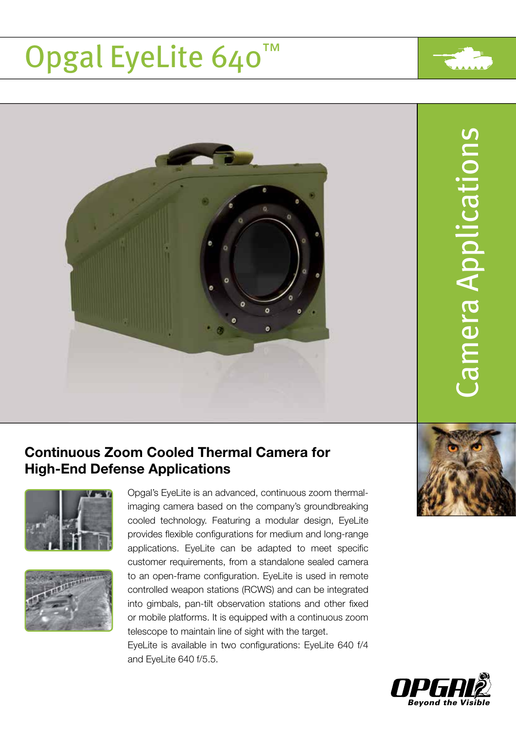# Opgal EyeLite 640™

Camera Applications

## Continuous Zoom Cooled Thermal Camera for High-End Defense Applications

Opgal's EyeLite is an advanced, continuous zoom thermal-imaging camera based on the company's groundbreaking cooled technology. Featuring a modular design, EyeLite provides flexible configurations for medium and long-range applications. EyeLite can be adapted to meet specific customer requirements, from a standalone sealed camera to an open-frame configuration. EyeLite is used in remote controlled weapon stations (RCWS) and can be integrated into gimbals, pan-tilt observation stations and other fixed or mobile platforms. It is equipped with a continuous zoom telescope to maintain line of sight with the target.

EyeLite is available in two configurations: EyeLite 640 f/4 and EyeLite 640 f/5.5.

OPGAL
*Beyond the Visible*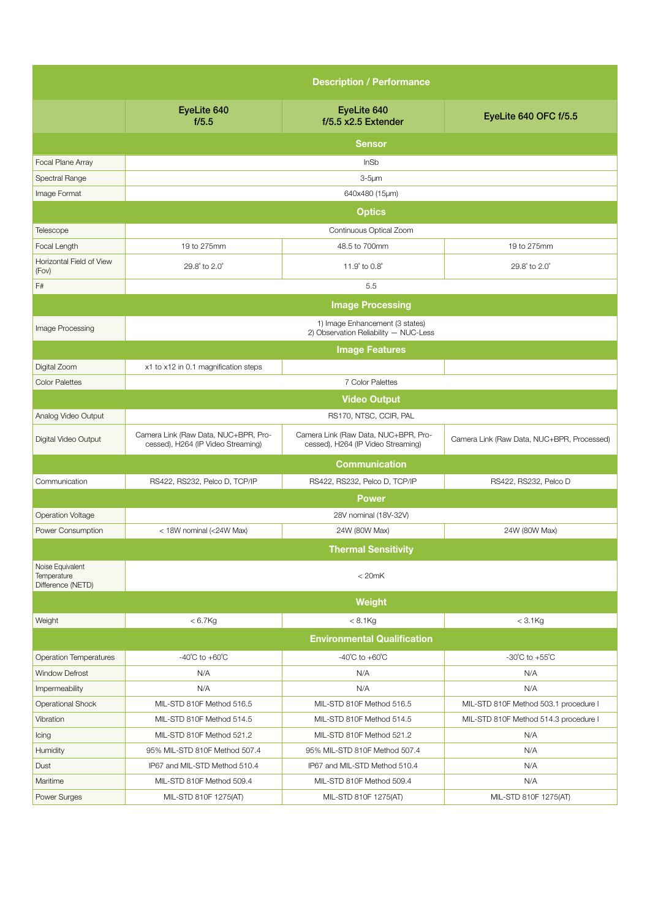| Description / Performance | | | |
|---|---|---|---|
| | EyeLite 640 f/5.5 | EyeLite 640 f/5.5 x2.5 Extender | EyeLite 640 OFC f/5.5 |
| **Sensor** | | | |
| Focal Plane Array | InSb | | |
| Spectral Range | 3-5µm | | |
| Image Format | 640x480 (15µm) | | |
| **Optics** | | | |
| Telescope | Continuous Optical Zoom | | |
| Focal Length | 19 to 275mm | 48.5 to 700mm | 19 to 275mm |
| Horizontal Field of View (Fov) | 29.8° to 2.0° | 11.9° to 0.8° | 29.8° to 2.0° |
| F# | 5.5 | | |
| **Image Processing** | | | |
| Image Processing | 1) Image Enhancement (3 states) 2) Observation Reliability — NUC-Less | | |
| **Image Features** | | | |
| Digital Zoom | x1 to x12 in 0.1 magnification steps | | |
| Color Palettes | 7 Color Palettes | | |
| **Video Output** | | | |
| Analog Video Output | RS170, NTSC, CCIR, PAL | | |
| Digital Video Output | Camera Link (Raw Data, NUC+BPR, Processed), H264 (IP Video Streaming) | Camera Link (Raw Data, NUC+BPR, Processed), H264 (IP Video Streaming) | Camera Link (Raw Data, NUC+BPR, Processed) |
| **Communication** | | | |
| Communication | RS422, RS232, Pelco D, TCP/IP | RS422, RS232, Pelco D, TCP/IP | RS422, RS232, Pelco D |
| **Power** | | | |
| Operation Voltage | 28V nominal (18V-32V) | | |
| Power Consumption | < 18W nominal (<24W Max) | 24W (80W Max) | 24W (80W Max) |
| **Thermal Sensitivity** | | | |
| Noise Equivalent Temperature Difference (NETD) | < 20mK | | |
| **Weight** | | | |
| Weight | < 6.7Kg | < 8.1Kg | < 3.1Kg |
| **Environmental Qualification** | | | |
| Operation Temperatures | -40°C to +60°C | -40°C to +60°C | -30°C to +55°C |
| Window Defrost | N/A | N/A | N/A |
| Impermeability | N/A | N/A | N/A |
| Operational Shock | MIL-STD 810F Method 516.5 | MIL-STD 810F Method 516.5 | MIL-STD 810F Method 503.1 procedure I |
| Vibration | MIL-STD 810F Method 514.5 | MIL-STD 810F Method 514.5 | MIL-STD 810F Method 514.3 procedure I |
| Icing | MIL-STD 810F Method 521.2 | MIL-STD 810F Method 521.2 | N/A |
| Humidity | 95% MIL-STD 810F Method 507.4 | 95% MIL-STD 810F Method 507.4 | N/A |
| Dust | IP67 and MIL-STD Method 510.4 | IP67 and MIL-STD Method 510.4 | N/A |
| Maritime | MIL-STD 810F Method 509.4 | MIL-STD 810F Method 509.4 | N/A |
| Power Surges | MIL-STD 810F 1275(AT) | MIL-STD 810F 1275(AT) | MIL-STD 810F 1275(AT) |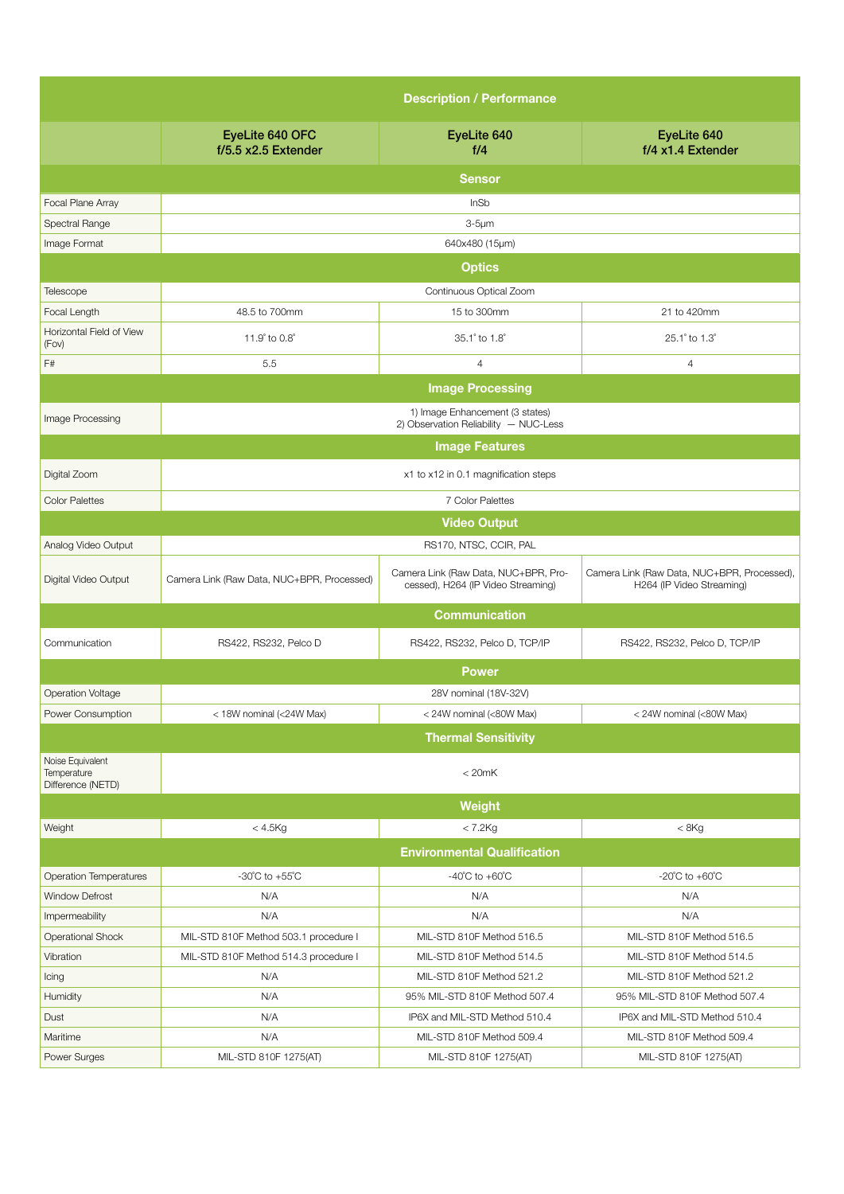| Description / Performance | | | |
|---|---|---|---|
| | EyeLite 640 OFC f/5.5 x2.5 Extender | EyeLite 640 f/4 | EyeLite 640 f/4 x1.4 Extender |
| **Sensor** | | | |
| Focal Plane Array | InSb | | |
| Spectral Range | 3-5μm | | |
| Image Format | 640x480 (15μm) | | |
| **Optics** | | | |
| Telescope | Continuous Optical Zoom | | |
| Focal Length | 48.5 to 700mm | 15 to 300mm | 21 to 420mm |
| Horizontal Field of View (Fov) | 11.9˚ to 0.8˚ | 35.1˚ to 1.8˚ | 25.1˚ to 1.3˚ |
| F# | 5.5 | 4 | 4 |
| **Image Processing** | | | |
| Image Processing | 1) Image Enhancement (3 states) 2) Observation Reliability — NUC-Less | | |
| **Image Features** | | | |
| Digital Zoom | x1 to x12 in 0.1 magnification steps | | |
| Color Palettes | 7 Color Palettes | | |
| **Video Output** | | | |
| Analog Video Output | RS170, NTSC, CCIR, PAL | | |
| Digital Video Output | Camera Link (Raw Data, NUC+BPR, Processed) | Camera Link (Raw Data, NUC+BPR, Processed), H264 (IP Video Streaming) | Camera Link (Raw Data, NUC+BPR, Processed), H264 (IP Video Streaming) |
| **Communication** | | | |
| Communication | RS422, RS232, Pelco D | RS422, RS232, Pelco D, TCP/IP | RS422, RS232, Pelco D, TCP/IP |
| **Power** | | | |
| Operation Voltage | 28V nominal (18V-32V) | | |
| Power Consumption | < 18W nominal (<24W Max) | < 24W nominal (<80W Max) | < 24W nominal (<80W Max) |
| **Thermal Sensitivity** | | | |
| Noise Equivalent Temperature Difference (NETD) | < 20mK | | |
| **Weight** | | | |
| Weight | < 4.5Kg | < 7.2Kg | < 8Kg |
| **Environmental Qualification** | | | |
| Operation Temperatures | -30˚C to +55˚C | -40˚C to +60˚C | -20˚C to +60˚C |
| Window Defrost | N/A | N/A | N/A |
| Impermeability | N/A | N/A | N/A |
| Operational Shock | MIL-STD 810F Method 503.1 procedure I | MIL-STD 810F Method 516.5 | MIL-STD 810F Method 516.5 |
| Vibration | MIL-STD 810F Method 514.3 procedure I | MIL-STD 810F Method 514.5 | MIL-STD 810F Method 514.5 |
| Icing | N/A | MIL-STD 810F Method 521.2 | MIL-STD 810F Method 521.2 |
| Humidity | N/A | 95% MIL-STD 810F Method 507.4 | 95% MIL-STD 810F Method 507.4 |
| Dust | N/A | IP6X and MIL-STD Method 510.4 | IP6X and MIL-STD Method 510.4 |
| Maritime | N/A | MIL-STD 810F Method 509.4 | MIL-STD 810F Method 509.4 |
| Power Surges | MIL-STD 810F 1275(AT) | MIL-STD 810F 1275(AT) | MIL-STD 810F 1275(AT) |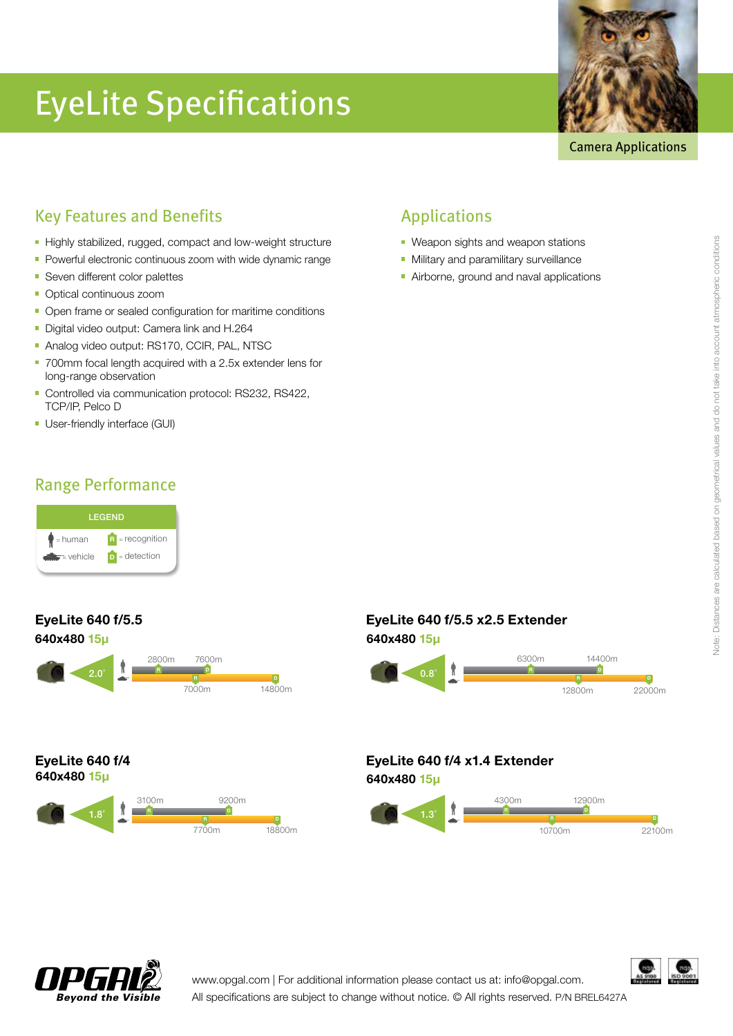# EyeLite Specifications

Camera Applications

## Key Features and Benefits

- Highly stabilized, rugged, compact and low-weight structure
- Powerful electronic continuous zoom with wide dynamic range
- Seven different color palettes
- Optical continuous zoom
- Open frame or sealed configuration for maritime conditions
- Digital video output: Camera link and H.264
- Analog video output: RS170, CCIR, PAL, NTSC
- 700mm focal length acquired with a 2.5x extender lens for long-range observation
- Controlled via communication protocol: RS232, RS422, TCP/IP, Pelco D
- User-friendly interface (GUI)

## Applications

- Weapon sights and weapon stations
- Military and paramilitary surveillance
- Airborne, ground and naval applications

## Range Performance

LEGEND

= human
= vehicle
R = recognition
D = detection

### EyeLite 640 f/5.5

**640x480 15µ**

2.0°
2800m
7600m
7000m
14800m

### EyeLite 640 f/5.5 x2.5 Extender

**640x480 15µ**

0.8°
6300m
14400m
12800m
22000m

### EyeLite 640 f/4

**640x480 15µ**

1.8°
3100m
9200m
7700m
18800m

### EyeLite 640 f/4 x1.4 Extender

**640x480 15µ**

1.3°
4300m
12900m
10700m
22100m

Note: Distances are calculated based on geometrical values and do not take into account atmospheric conditions

OPGAL Beyond the Visible

www.opgal.com | For additional information please contact us at: info@opgal.com.
All specifications are subject to change without notice. © All rights reserved. P/N BREL6427A

AS 9100 Registered
ISO 9001 Registered